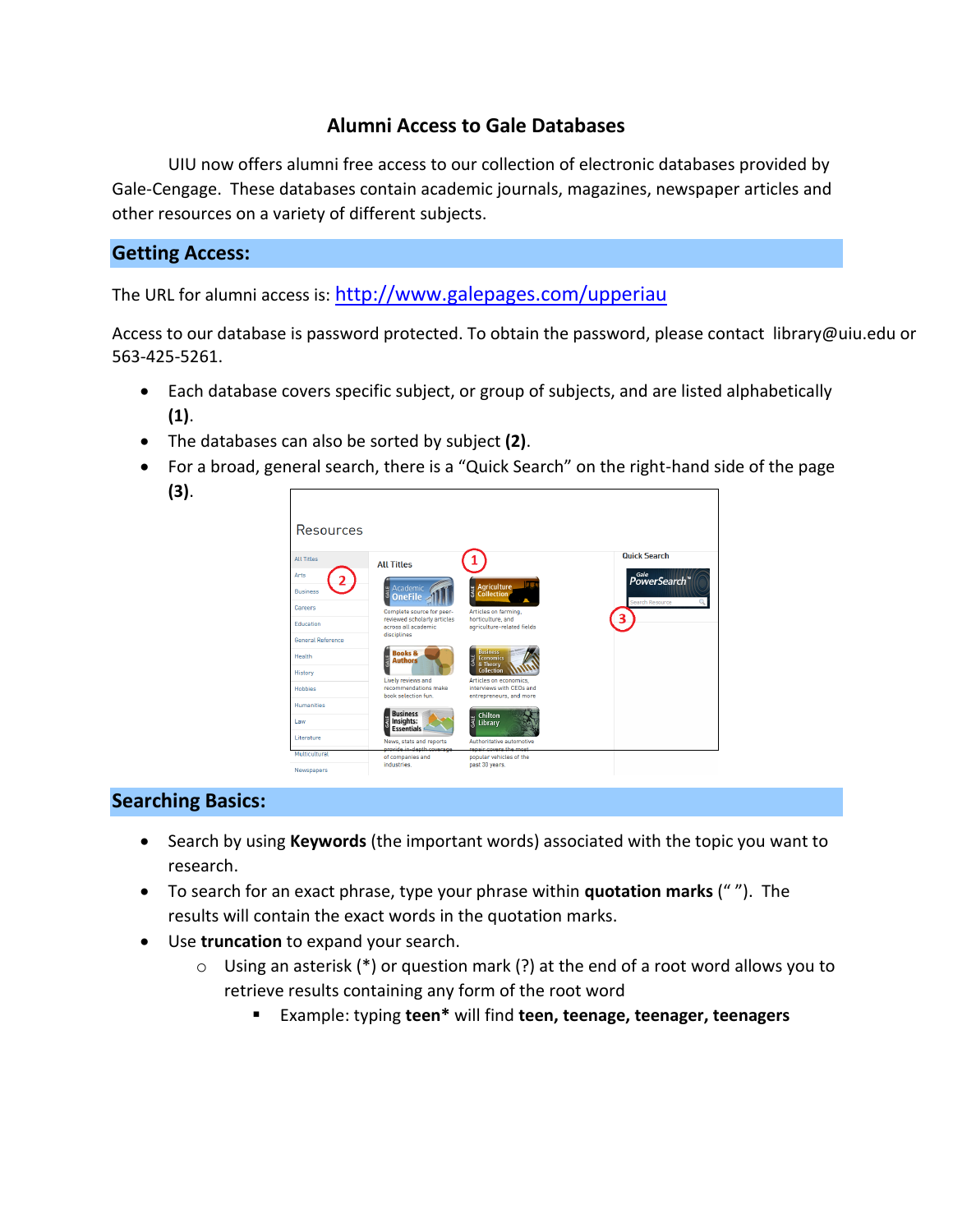# Alumni Access to Gale Databases

UIU now offers alumni free access to our collection of electronic databases provided by Gale-Cengage. These databases contain academic journals, magazines, newspaper articles and other resources on a variety of different subjects.

## Getting Access:

The URL for alumni access is: [http://www.galepages.com/upperiau](http://www.galepages.com/upperiau)

Access to our database is password protected. To obtain the password, please contact library@uiu.edu or 563-425-5261.

- Each database covers specific subject, or group of subjects, and are listed alphabetically **(1)**.
- The databases can also be sorted by subject **(2)**.
- For a broad, general search, there is a "Quick Search" on the right-hand side of the page **(3)**.

## Searching Basics:

- Search by using **Keywords** (the important words) associated with the topic you want to research.
- To search for an exact phrase, type your phrase within **quotation marks** (" "). The results will contain the exact words in the quotation marks.
- Use **truncation** to expand your search.
  - Using an asterisk (*) or question mark (?) at the end of a root word allows you to retrieve results containing any form of the root word
    - Example: typing **teen*** will find **teen, teenage, teenager, teenagers**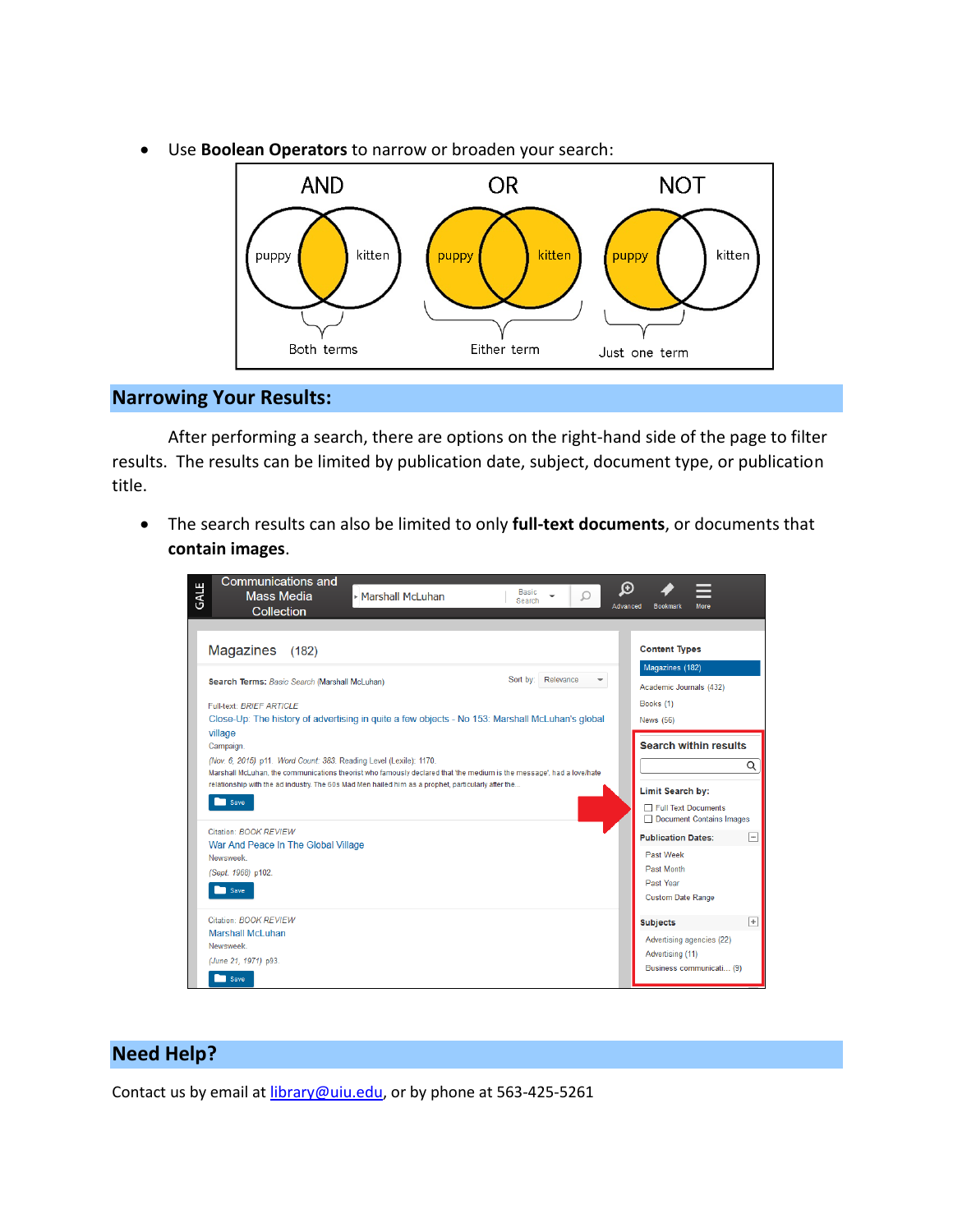- Use **Boolean Operators** to narrow or broaden your search:

AND
puppy
kitten
Both terms

OR
puppy
kitten
Either term

NOT
puppy
kitten
Just one term

## Narrowing Your Results:

After performing a search, there are options on the right-hand side of the page to filter results. The results can be limited by publication date, subject, document type, or publication title.

- The search results can also be limited to only **full-text documents**, or documents that **contain images**.

GALE
Communications and Mass Media Collection
Marshall McLuhan
Basic Search
Advanced
Bookmark
More

Magazines (182)

Search Terms: Basic Search (Marshall McLuhan)
Sort by: Relevance

Full-text: BRIEF ARTICLE
Close-Up: The history of advertising in quite a few objects - No 153: Marshall McLuhan's global village
Campaign.
(Nov 6, 2015) p11. Word Count: 383. Reading Level (Lexile): 1170.
Marshall McLuhan, the communications theorist who famously declared that 'the medium is the message', had a love/hate relationship with the ad industry. The 60s Mad Men hailed him as a prophet, particularly after the...
Save

Citation: BOOK REVIEW
War And Peace In The Global Village
Newsweek.
(Sept. 1968) p102.
Save

Citation: BOOK REVIEW
Marshall McLuhan
Newsweek.
(June 21, 1971) p93.
Save

Content Types
Magazines (182)
Academic Journals (432)
Books (1)
News (56)

Search within results

Limit Search by:
Full Text Documents
Document Contains Images

Publication Dates:
Past Week
Past Month
Past Year
Custom Date Range

Subjects
Advertising agencies (22)
Advertising (11)
Business communicati... (9)

## Need Help?

Contact us by email at library@uiu.edu, or by phone at 563-425-5261